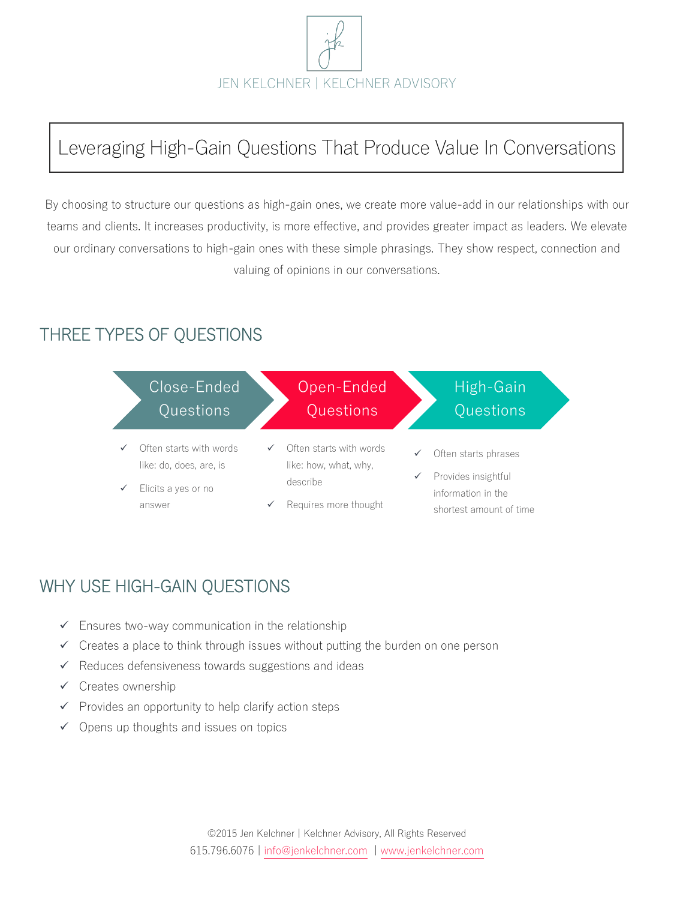JEN KELCHNER | KELCHNER ADVISORY

# Leveraging High-Gain Questions That Produce Value In Conversations

By choosing to structure our questions as high-gain ones, we create more value-add in our relationships with our teams and clients. It increases productivity, is more effective, and provides greater impact as leaders. We elevate our ordinary conversations to high-gain ones with these simple phrasings. They show respect, connection and valuing of opinions in our conversations.

## THREE TYPES OF QUESTIONS

### Close-Ended Questions

- ✓ Often starts with words like: do, does, are, is
- ✓ Elicits a yes or no answer

### Open-Ended Questions

- ✓ Often starts with words like: how, what, why, describe
- ✓ Requires more thought

### High-Gain Questions

- ✓ Often starts phrases
- ✓ Provides insightful information in the shortest amount of time

## WHY USE HIGH-GAIN QUESTIONS

- ✓ Ensures two-way communication in the relationship
- ✓ Creates a place to think through issues without putting the burden on one person
- ✓ Reduces defensiveness towards suggestions and ideas
- ✓ Creates ownership
- ✓ Provides an opportunity to help clarify action steps
- ✓ Opens up thoughts and issues on topics

©2015 Jen Kelchner | Kelchner Advisory, All Rights Reserved
615.796.6076 | info@jenkelchner.com | www.jenkelchner.com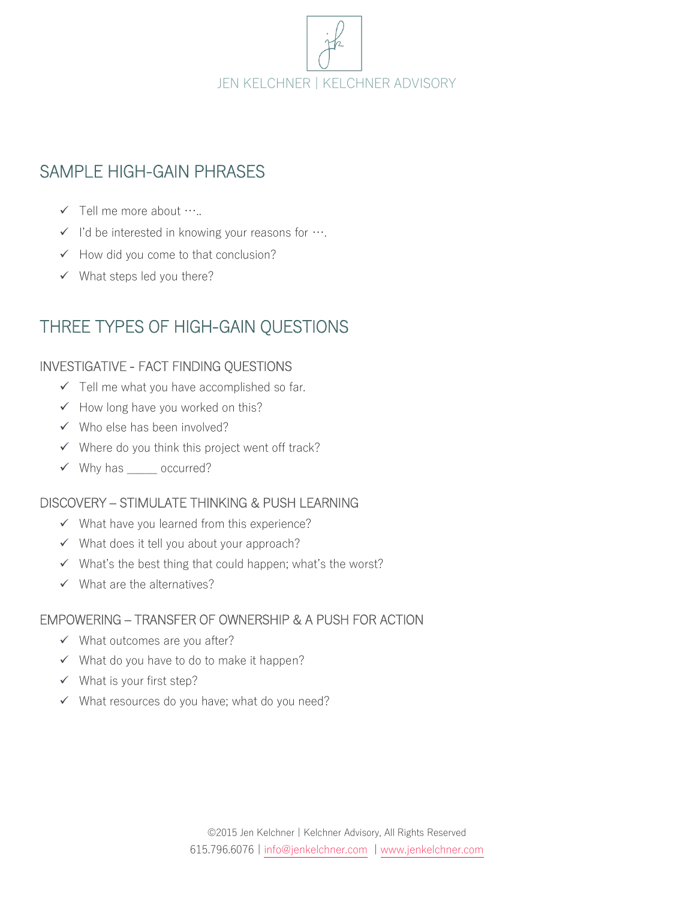JEN KELCHNER | KELCHNER ADVISORY

## SAMPLE HIGH-GAIN PHRASES

- ✓ Tell me more about ⋯..
- ✓ I'd be interested in knowing your reasons for ⋯.
- ✓ How did you come to that conclusion?
- ✓ What steps led you there?

## THREE TYPES OF HIGH-GAIN QUESTIONS

### INVESTIGATIVE - FACT FINDING QUESTIONS

- ✓ Tell me what you have accomplished so far.
- ✓ How long have you worked on this?
- ✓ Who else has been involved?
- ✓ Where do you think this project went off track?
- ✓ Why has _____ occurred?

### DISCOVERY – STIMULATE THINKING & PUSH LEARNING

- ✓ What have you learned from this experience?
- ✓ What does it tell you about your approach?
- ✓ What's the best thing that could happen; what's the worst?
- ✓ What are the alternatives?

### EMPOWERING – TRANSFER OF OWNERSHIP & A PUSH FOR ACTION

- ✓ What outcomes are you after?
- ✓ What do you have to do to make it happen?
- ✓ What is your first step?
- ✓ What resources do you have; what do you need?

©2015 Jen Kelchner | Kelchner Advisory, All Rights Reserved
615.796.6076 | info@jenkelchner.com | www.jenkelchner.com